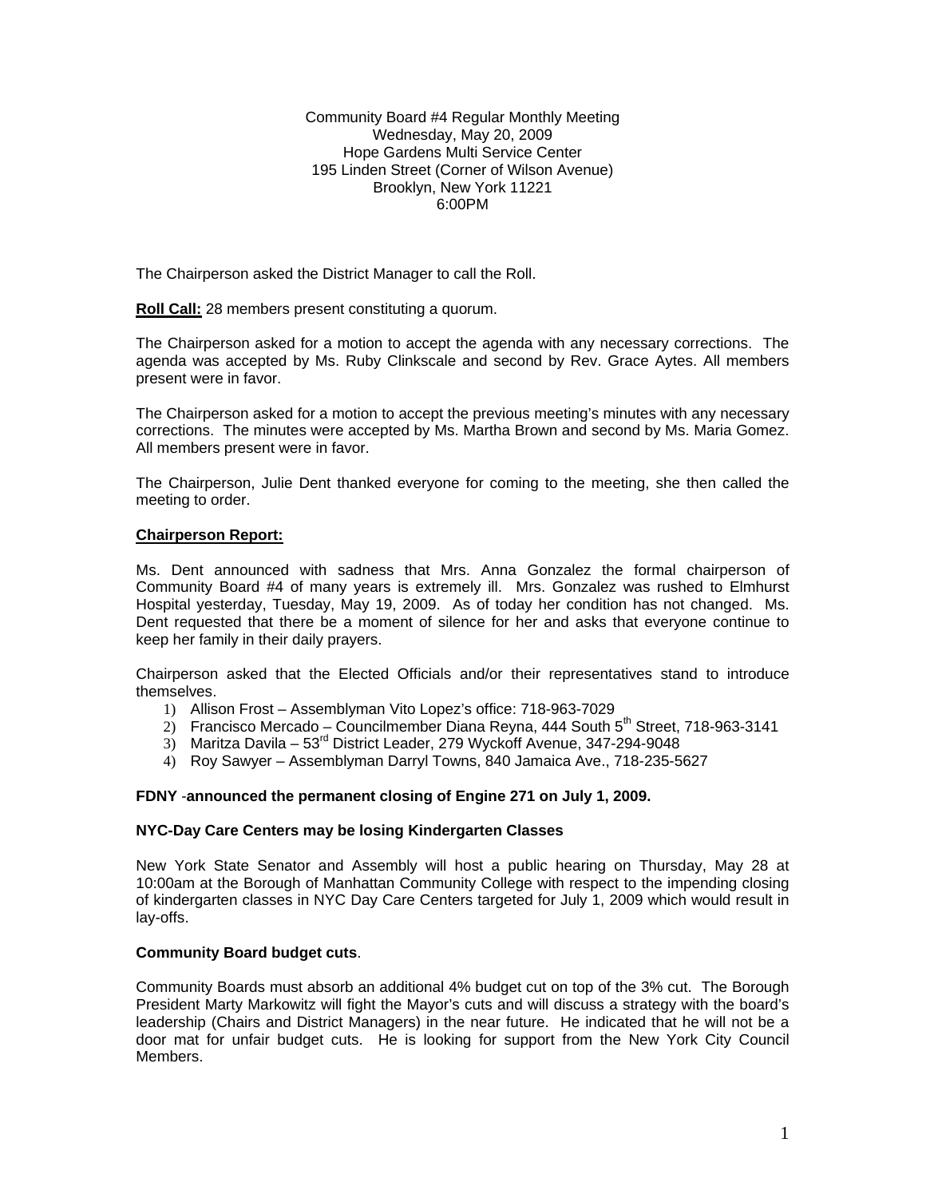Community Board #4 Regular Monthly Meeting
Wednesday, May 20, 2009
Hope Gardens Multi Service Center
195 Linden Street (Corner of Wilson Avenue)
Brooklyn, New York 11221
6:00PM

The Chairperson asked the District Manager to call the Roll.

**Roll Call:** 28 members present constituting a quorum.

The Chairperson asked for a motion to accept the agenda with any necessary corrections. The agenda was accepted by Ms. Ruby Clinkscale and second by Rev. Grace Aytes. All members present were in favor.

The Chairperson asked for a motion to accept the previous meeting's minutes with any necessary corrections. The minutes were accepted by Ms. Martha Brown and second by Ms. Maria Gomez. All members present were in favor.

The Chairperson, Julie Dent thanked everyone for coming to the meeting, she then called the meeting to order.

**Chairperson Report:**

Ms. Dent announced with sadness that Mrs. Anna Gonzalez the formal chairperson of Community Board #4 of many years is extremely ill. Mrs. Gonzalez was rushed to Elmhurst Hospital yesterday, Tuesday, May 19, 2009. As of today her condition has not changed. Ms. Dent requested that there be a moment of silence for her and asks that everyone continue to keep her family in their daily prayers.

Chairperson asked that the Elected Officials and/or their representatives stand to introduce themselves.

1) Allison Frost – Assemblyman Vito Lopez's office: 718-963-7029
2) Francisco Mercado – Councilmember Diana Reyna, 444 South 5th Street, 718-963-3141
3) Maritza Davila – 53rd District Leader, 279 Wyckoff Avenue, 347-294-9048
4) Roy Sawyer – Assemblyman Darryl Towns, 840 Jamaica Ave., 718-235-5627

**FDNY -announced the permanent closing of Engine 271 on July 1, 2009.**

**NYC-Day Care Centers may be losing Kindergarten Classes**

New York State Senator and Assembly will host a public hearing on Thursday, May 28 at 10:00am at the Borough of Manhattan Community College with respect to the impending closing of kindergarten classes in NYC Day Care Centers targeted for July 1, 2009 which would result in lay-offs.

**Community Board budget cuts**.

Community Boards must absorb an additional 4% budget cut on top of the 3% cut. The Borough President Marty Markowitz will fight the Mayor's cuts and will discuss a strategy with the board's leadership (Chairs and District Managers) in the near future. He indicated that he will not be a door mat for unfair budget cuts. He is looking for support from the New York City Council Members.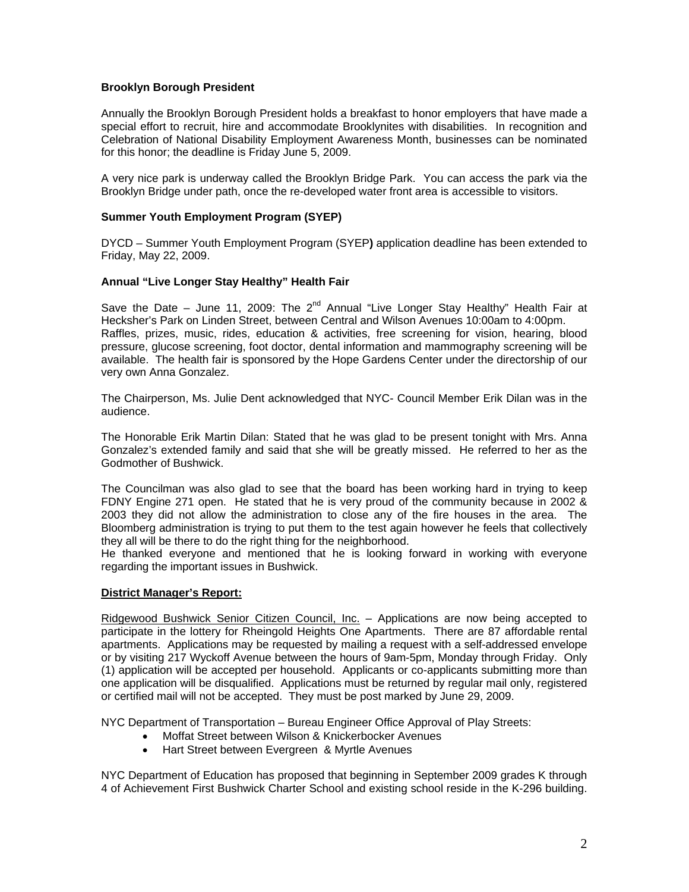**Brooklyn Borough President**

Annually the Brooklyn Borough President holds a breakfast to honor employers that have made a special effort to recruit, hire and accommodate Brooklynites with disabilities. In recognition and Celebration of National Disability Employment Awareness Month, businesses can be nominated for this honor; the deadline is Friday June 5, 2009.

A very nice park is underway called the Brooklyn Bridge Park. You can access the park via the Brooklyn Bridge under path, once the re-developed water front area is accessible to visitors.

**Summer Youth Employment Program (SYEP)**

DYCD – Summer Youth Employment Program (SYEP**)** application deadline has been extended to Friday, May 22, 2009.

**Annual "Live Longer Stay Healthy" Health Fair**

Save the Date – June 11, 2009: The 2nd Annual "Live Longer Stay Healthy" Health Fair at Hecksher's Park on Linden Street, between Central and Wilson Avenues 10:00am to 4:00pm. Raffles, prizes, music, rides, education & activities, free screening for vision, hearing, blood pressure, glucose screening, foot doctor, dental information and mammography screening will be available. The health fair is sponsored by the Hope Gardens Center under the directorship of our very own Anna Gonzalez.

The Chairperson, Ms. Julie Dent acknowledged that NYC- Council Member Erik Dilan was in the audience.

The Honorable Erik Martin Dilan: Stated that he was glad to be present tonight with Mrs. Anna Gonzalez's extended family and said that she will be greatly missed. He referred to her as the Godmother of Bushwick.

The Councilman was also glad to see that the board has been working hard in trying to keep FDNY Engine 271 open. He stated that he is very proud of the community because in 2002 & 2003 they did not allow the administration to close any of the fire houses in the area. The Bloomberg administration is trying to put them to the test again however he feels that collectively they all will be there to do the right thing for the neighborhood.
He thanked everyone and mentioned that he is looking forward in working with everyone regarding the important issues in Bushwick.

**District Manager's Report:**

Ridgewood Bushwick Senior Citizen Council, Inc. – Applications are now being accepted to participate in the lottery for Rheingold Heights One Apartments. There are 87 affordable rental apartments. Applications may be requested by mailing a request with a self-addressed envelope or by visiting 217 Wyckoff Avenue between the hours of 9am-5pm, Monday through Friday. Only (1) application will be accepted per household. Applicants or co-applicants submitting more than one application will be disqualified. Applications must be returned by regular mail only, registered or certified mail will not be accepted. They must be post marked by June 29, 2009.

NYC Department of Transportation – Bureau Engineer Office Approval of Play Streets:

- Moffat Street between Wilson & Knickerbocker Avenues
- Hart Street between Evergreen & Myrtle Avenues

NYC Department of Education has proposed that beginning in September 2009 grades K through 4 of Achievement First Bushwick Charter School and existing school reside in the K-296 building.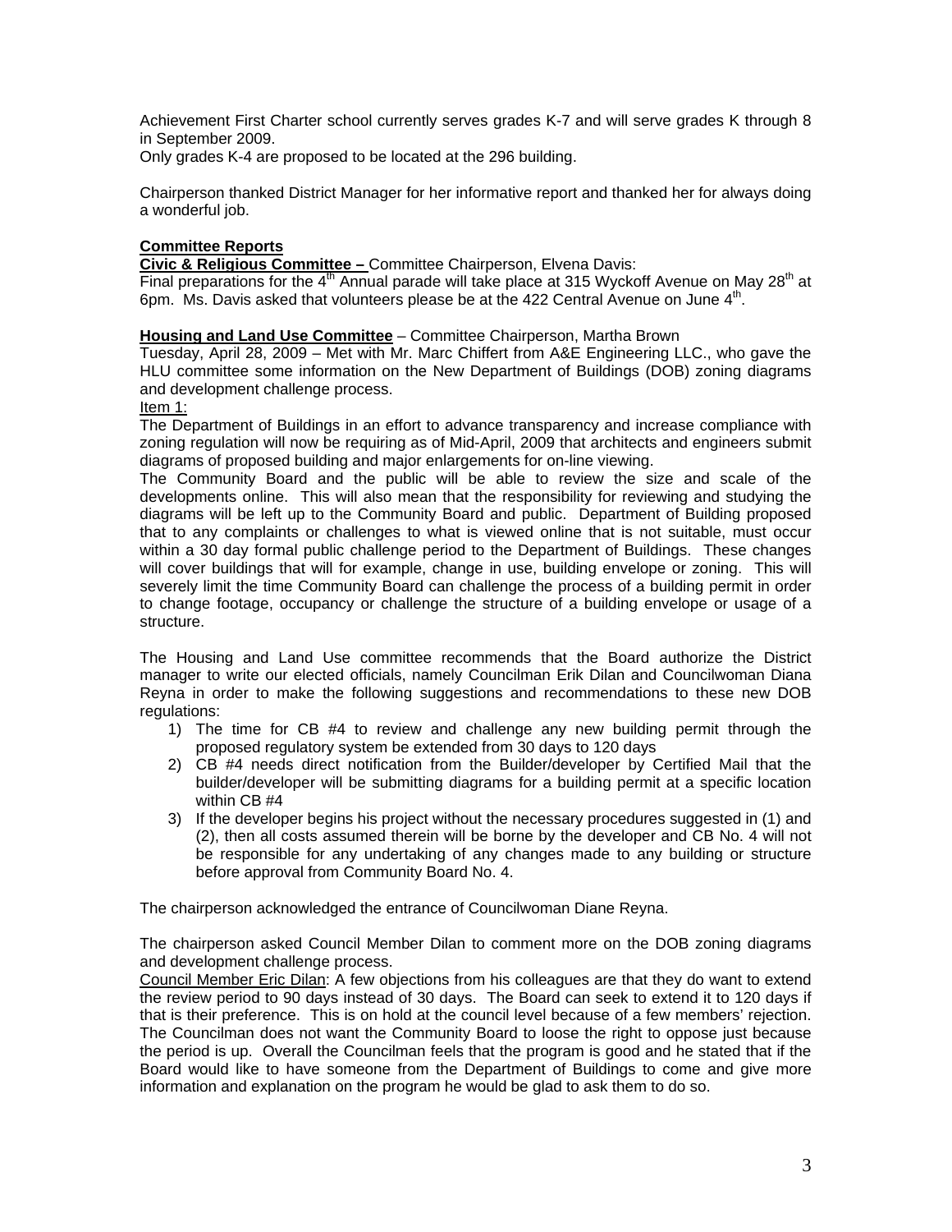Achievement First Charter school currently serves grades K-7 and will serve grades K through 8 in September 2009.
Only grades K-4 are proposed to be located at the 296 building.

Chairperson thanked District Manager for her informative report and thanked her for always doing a wonderful job.

**Committee Reports**

**Civic & Religious Committee –** Committee Chairperson, Elvena Davis:
Final preparations for the 4th Annual parade will take place at 315 Wyckoff Avenue on May 28th at 6pm. Ms. Davis asked that volunteers please be at the 422 Central Avenue on June 4th.

**Housing and Land Use Committee** – Committee Chairperson, Martha Brown
Tuesday, April 28, 2009 – Met with Mr. Marc Chiffert from A&E Engineering LLC., who gave the HLU committee some information on the New Department of Buildings (DOB) zoning diagrams and development challenge process.

Item 1:
The Department of Buildings in an effort to advance transparency and increase compliance with zoning regulation will now be requiring as of Mid-April, 2009 that architects and engineers submit diagrams of proposed building and major enlargements for on-line viewing.
The Community Board and the public will be able to review the size and scale of the developments online. This will also mean that the responsibility for reviewing and studying the diagrams will be left up to the Community Board and public. Department of Building proposed that to any complaints or challenges to what is viewed online that is not suitable, must occur within a 30 day formal public challenge period to the Department of Buildings. These changes will cover buildings that will for example, change in use, building envelope or zoning. This will severely limit the time Community Board can challenge the process of a building permit in order to change footage, occupancy or challenge the structure of a building envelope or usage of a structure.

The Housing and Land Use committee recommends that the Board authorize the District manager to write our elected officials, namely Councilman Erik Dilan and Councilwoman Diana Reyna in order to make the following suggestions and recommendations to these new DOB regulations:

1) The time for CB #4 to review and challenge any new building permit through the proposed regulatory system be extended from 30 days to 120 days
2) CB #4 needs direct notification from the Builder/developer by Certified Mail that the builder/developer will be submitting diagrams for a building permit at a specific location within CB #4
3) If the developer begins his project without the necessary procedures suggested in (1) and (2), then all costs assumed therein will be borne by the developer and CB No. 4 will not be responsible for any undertaking of any changes made to any building or structure before approval from Community Board No. 4.

The chairperson acknowledged the entrance of Councilwoman Diane Reyna.

The chairperson asked Council Member Dilan to comment more on the DOB zoning diagrams and development challenge process.
Council Member Eric Dilan: A few objections from his colleagues are that they do want to extend the review period to 90 days instead of 30 days. The Board can seek to extend it to 120 days if that is their preference. This is on hold at the council level because of a few members' rejection. The Councilman does not want the Community Board to loose the right to oppose just because the period is up. Overall the Councilman feels that the program is good and he stated that if the Board would like to have someone from the Department of Buildings to come and give more information and explanation on the program he would be glad to ask them to do so.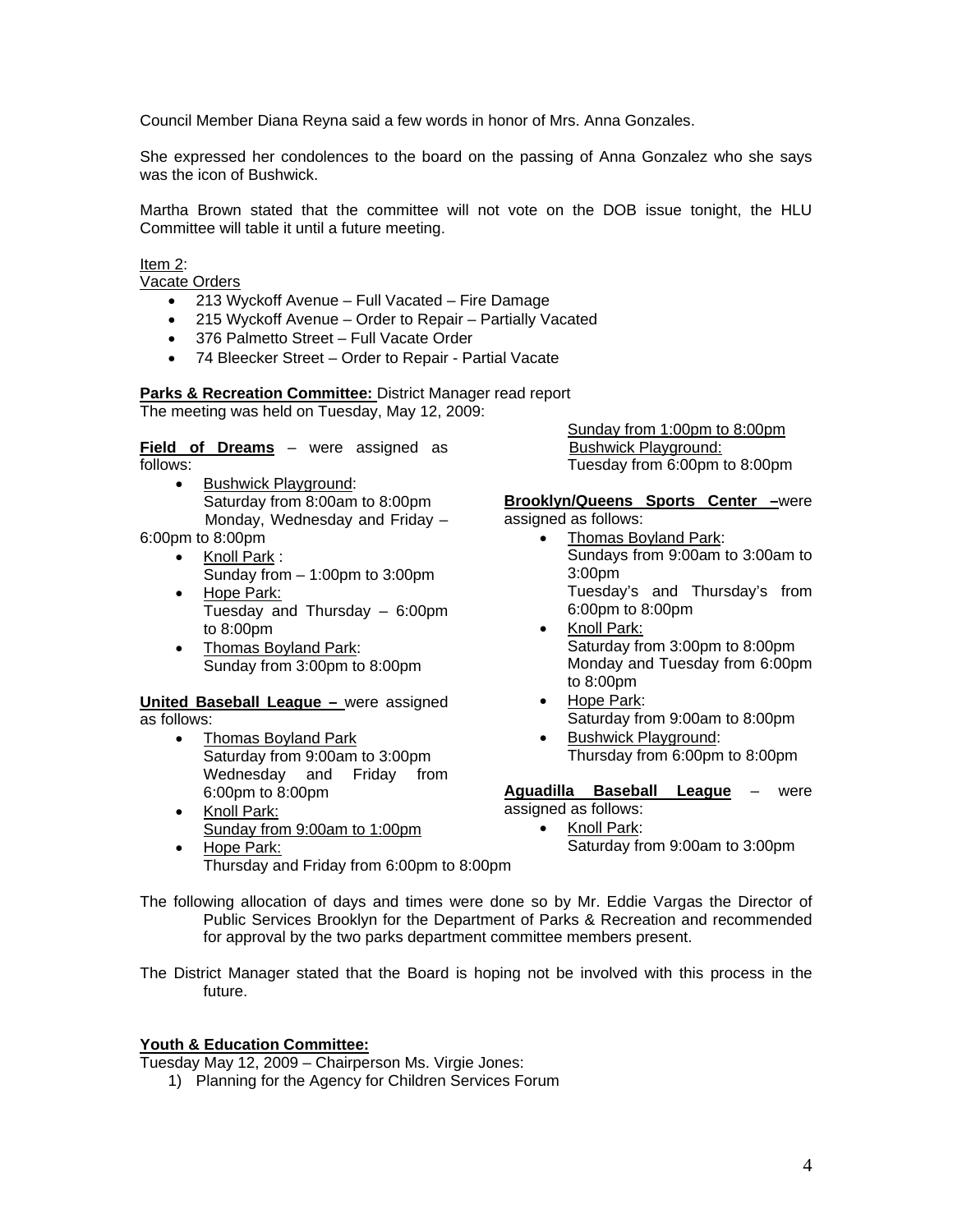Council Member Diana Reyna said a few words in honor of Mrs. Anna Gonzales.

She expressed her condolences to the board on the passing of Anna Gonzalez who she says was the icon of Bushwick.

Martha Brown stated that the committee will not vote on the DOB issue tonight, the HLU Committee will table it until a future meeting.

Item 2:

Vacate Orders

- 213 Wyckoff Avenue – Full Vacated – Fire Damage
- 215 Wyckoff Avenue – Order to Repair – Partially Vacated
- 376 Palmetto Street – Full Vacate Order
- 74 Bleecker Street – Order to Repair - Partial Vacate

**Parks & Recreation Committee:** District Manager read report
The meeting was held on Tuesday, May 12, 2009:

**Field of Dreams** – were assigned as follows:

- Bushwick Playground:
  Saturday from 8:00am to 8:00pm
  Monday, Wednesday and Friday – 6:00pm to 8:00pm
- Knoll Park :
  Sunday from – 1:00pm to 3:00pm
- Hope Park:
  Tuesday and Thursday – 6:00pm to 8:00pm
- Thomas Boyland Park:
  Sunday from 3:00pm to 8:00pm

**United Baseball League –** were assigned as follows:

- Thomas Boyland Park
  Saturday from 9:00am to 3:00pm
  Wednesday and Friday from 6:00pm to 8:00pm
- Knoll Park:
  Sunday from 9:00am to 1:00pm
- Hope Park:
  Thursday and Friday from 6:00pm to 8:00pm
  Sunday from 1:00pm to 8:00pm
  Bushwick Playground:
  Tuesday from 6:00pm to 8:00pm

**Brooklyn/Queens Sports Center –** were assigned as follows:

- Thomas Boyland Park:
  Sundays from 9:00am to 3:00am to 3:00pm
  Tuesday's and Thursday's from 6:00pm to 8:00pm
- Knoll Park:
  Saturday from 3:00pm to 8:00pm
  Monday and Tuesday from 6:00pm to 8:00pm
- Hope Park:
  Saturday from 9:00am to 8:00pm
- Bushwick Playground:
  Thursday from 6:00pm to 8:00pm

**Aguadilla Baseball League** – were assigned as follows:

- Knoll Park:
  Saturday from 9:00am to 3:00pm

The following allocation of days and times were done so by Mr. Eddie Vargas the Director of Public Services Brooklyn for the Department of Parks & Recreation and recommended for approval by the two parks department committee members present.

The District Manager stated that the Board is hoping not be involved with this process in the future.

**Youth & Education Committee:**

Tuesday May 12, 2009 – Chairperson Ms. Virgie Jones:

1) Planning for the Agency for Children Services Forum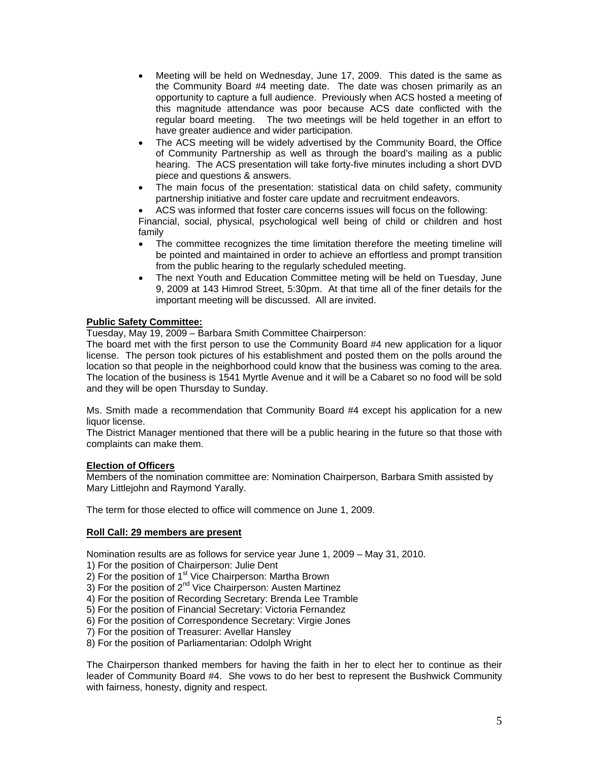- Meeting will be held on Wednesday, June 17, 2009. This dated is the same as the Community Board #4 meeting date. The date was chosen primarily as an opportunity to capture a full audience. Previously when ACS hosted a meeting of this magnitude attendance was poor because ACS date conflicted with the regular board meeting. The two meetings will be held together in an effort to have greater audience and wider participation.
- The ACS meeting will be widely advertised by the Community Board, the Office of Community Partnership as well as through the board's mailing as a public hearing. The ACS presentation will take forty-five minutes including a short DVD piece and questions & answers.
- The main focus of the presentation: statistical data on child safety, community partnership initiative and foster care update and recruitment endeavors.
- ACS was informed that foster care concerns issues will focus on the following: Financial, social, physical, psychological well being of child or children and host family
- The committee recognizes the time limitation therefore the meeting timeline will be pointed and maintained in order to achieve an effortless and prompt transition from the public hearing to the regularly scheduled meeting.
- The next Youth and Education Committee meting will be held on Tuesday, June 9, 2009 at 143 Himrod Street, 5:30pm. At that time all of the finer details for the important meeting will be discussed. All are invited.

**Public Safety Committee:**

Tuesday, May 19, 2009 – Barbara Smith Committee Chairperson:

The board met with the first person to use the Community Board #4 new application for a liquor license. The person took pictures of his establishment and posted them on the polls around the location so that people in the neighborhood could know that the business was coming to the area. The location of the business is 1541 Myrtle Avenue and it will be a Cabaret so no food will be sold and they will be open Thursday to Sunday.

Ms. Smith made a recommendation that Community Board #4 except his application for a new liquor license.

The District Manager mentioned that there will be a public hearing in the future so that those with complaints can make them.

**Election of Officers**

Members of the nomination committee are: Nomination Chairperson, Barbara Smith assisted by Mary Littlejohn and Raymond Yarally.

The term for those elected to office will commence on June 1, 2009.

**Roll Call: 29 members are present**

Nomination results are as follows for service year June 1, 2009 – May 31, 2010.

1) For the position of Chairperson: Julie Dent
2) For the position of 1st Vice Chairperson: Martha Brown
3) For the position of 2nd Vice Chairperson: Austen Martinez
4) For the position of Recording Secretary: Brenda Lee Tramble
5) For the position of Financial Secretary: Victoria Fernandez
6) For the position of Correspondence Secretary: Virgie Jones
7) For the position of Treasurer: Avellar Hansley
8) For the position of Parliamentarian: Odolph Wright

The Chairperson thanked members for having the faith in her to elect her to continue as their leader of Community Board #4. She vows to do her best to represent the Bushwick Community with fairness, honesty, dignity and respect.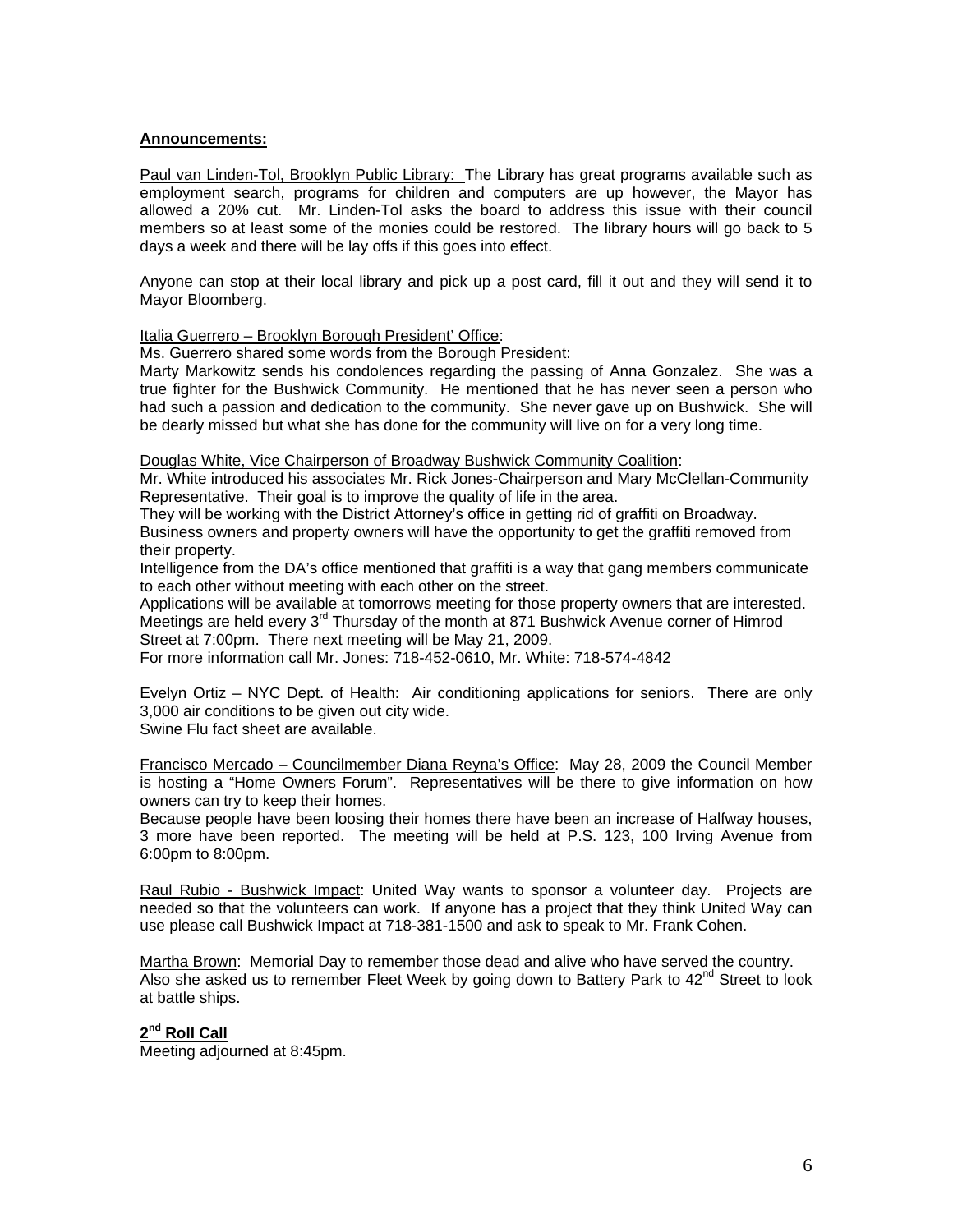**Announcements:**

Paul van Linden-Tol, Brooklyn Public Library: The Library has great programs available such as employment search, programs for children and computers are up however, the Mayor has allowed a 20% cut. Mr. Linden-Tol asks the board to address this issue with their council members so at least some of the monies could be restored. The library hours will go back to 5 days a week and there will be lay offs if this goes into effect.

Anyone can stop at their local library and pick up a post card, fill it out and they will send it to Mayor Bloomberg.

Italia Guerrero – Brooklyn Borough President' Office:

Ms. Guerrero shared some words from the Borough President:

Marty Markowitz sends his condolences regarding the passing of Anna Gonzalez. She was a true fighter for the Bushwick Community. He mentioned that he has never seen a person who had such a passion and dedication to the community. She never gave up on Bushwick. She will be dearly missed but what she has done for the community will live on for a very long time.

Douglas White, Vice Chairperson of Broadway Bushwick Community Coalition:

Mr. White introduced his associates Mr. Rick Jones-Chairperson and Mary McClellan-Community Representative. Their goal is to improve the quality of life in the area.

They will be working with the District Attorney's office in getting rid of graffiti on Broadway.

Business owners and property owners will have the opportunity to get the graffiti removed from their property.

Intelligence from the DA's office mentioned that graffiti is a way that gang members communicate to each other without meeting with each other on the street.

Applications will be available at tomorrows meeting for those property owners that are interested.

Meetings are held every 3rd Thursday of the month at 871 Bushwick Avenue corner of Himrod Street at 7:00pm. There next meeting will be May 21, 2009.

For more information call Mr. Jones: 718-452-0610, Mr. White: 718-574-4842

Evelyn Ortiz – NYC Dept. of Health: Air conditioning applications for seniors. There are only 3,000 air conditions to be given out city wide.

Swine Flu fact sheet are available.

Francisco Mercado – Councilmember Diana Reyna's Office: May 28, 2009 the Council Member is hosting a "Home Owners Forum". Representatives will be there to give information on how owners can try to keep their homes.

Because people have been loosing their homes there have been an increase of Halfway houses, 3 more have been reported. The meeting will be held at P.S. 123, 100 Irving Avenue from 6:00pm to 8:00pm.

Raul Rubio - Bushwick Impact: United Way wants to sponsor a volunteer day. Projects are needed so that the volunteers can work. If anyone has a project that they think United Way can use please call Bushwick Impact at 718-381-1500 and ask to speak to Mr. Frank Cohen.

Martha Brown: Memorial Day to remember those dead and alive who have served the country. Also she asked us to remember Fleet Week by going down to Battery Park to 42nd Street to look at battle ships.

**2nd Roll Call**

Meeting adjourned at 8:45pm.